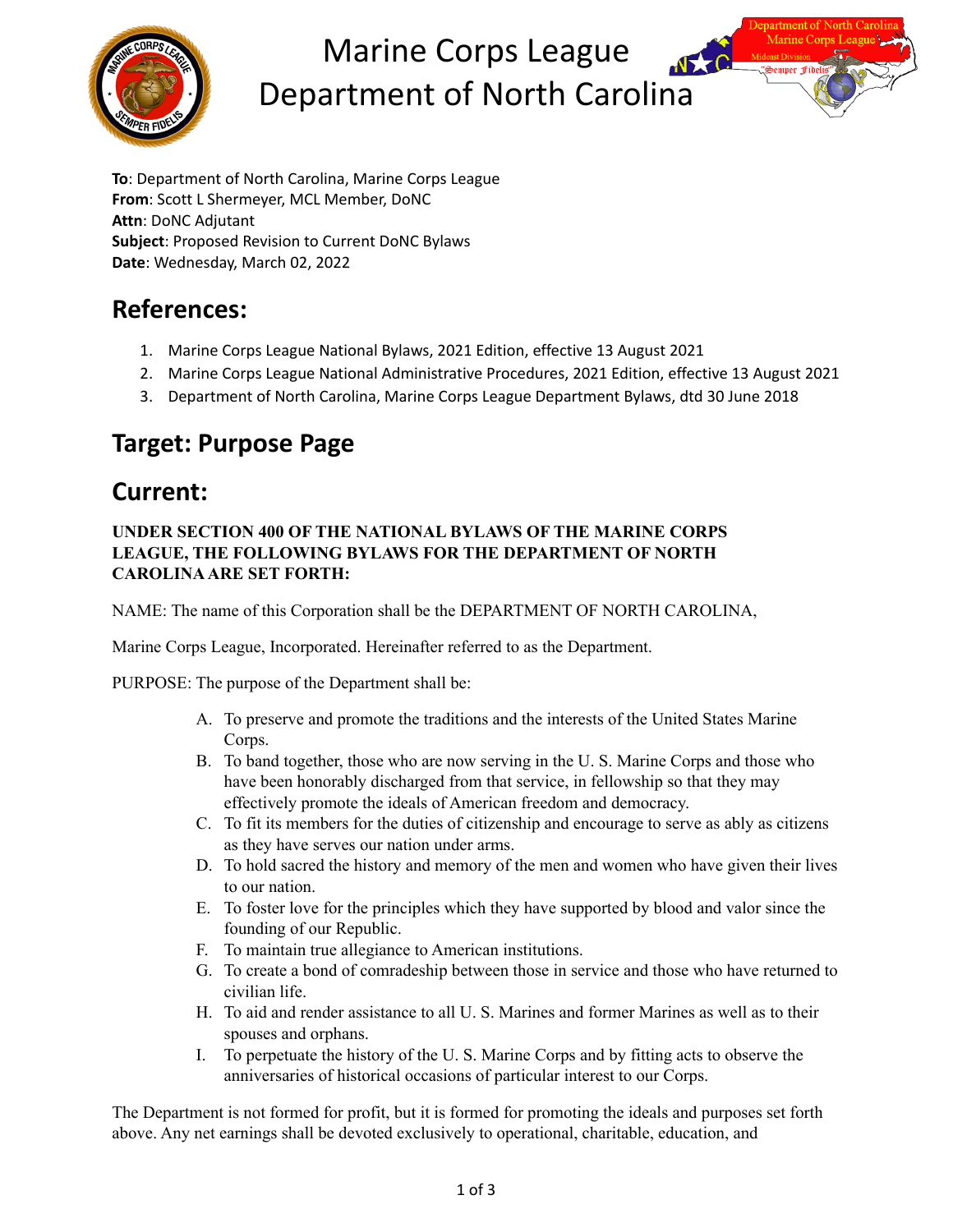# Marine Corps League Department of North Carolina

**To**: Department of North Carolina, Marine Corps League
**From**: Scott L Shermeyer, MCL Member, DoNC
**Attn**: DoNC Adjutant
**Subject**: Proposed Revision to Current DoNC Bylaws
**Date**: Wednesday, March 02, 2022

## References:

1. Marine Corps League National Bylaws, 2021 Edition, effective 13 August 2021
2. Marine Corps League National Administrative Procedures, 2021 Edition, effective 13 August 2021
3. Department of North Carolina, Marine Corps League Department Bylaws, dtd 30 June 2018

## Target: Purpose Page

## Current:

**UNDER SECTION 400 OF THE NATIONAL BYLAWS OF THE MARINE CORPS LEAGUE, THE FOLLOWING BYLAWS FOR THE DEPARTMENT OF NORTH CAROLINA ARE SET FORTH:**

NAME: The name of this Corporation shall be the DEPARTMENT OF NORTH CAROLINA,

Marine Corps League, Incorporated. Hereinafter referred to as the Department.

PURPOSE: The purpose of the Department shall be:

A. To preserve and promote the traditions and the interests of the United States Marine Corps.
B. To band together, those who are now serving in the U. S. Marine Corps and those who have been honorably discharged from that service, in fellowship so that they may effectively promote the ideals of American freedom and democracy.
C. To fit its members for the duties of citizenship and encourage to serve as ably as citizens as they have serves our nation under arms.
D. To hold sacred the history and memory of the men and women who have given their lives to our nation.
E. To foster love for the principles which they have supported by blood and valor since the founding of our Republic.
F. To maintain true allegiance to American institutions.
G. To create a bond of comradeship between those in service and those who have returned to civilian life.
H. To aid and render assistance to all U. S. Marines and former Marines as well as to their spouses and orphans.
I. To perpetuate the history of the U. S. Marine Corps and by fitting acts to observe the anniversaries of historical occasions of particular interest to our Corps.

The Department is not formed for profit, but it is formed for promoting the ideals and purposes set forth above. Any net earnings shall be devoted exclusively to operational, charitable, education, and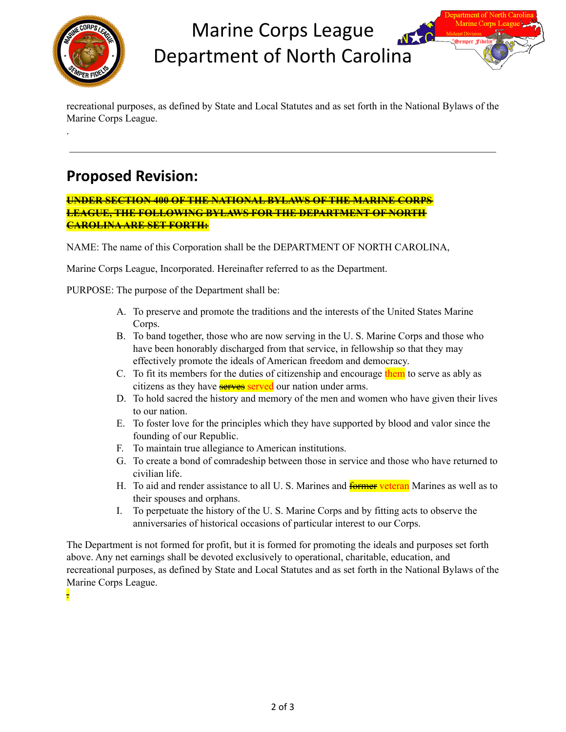recreational purposes, as defined by State and Local Statutes and as set forth in the National Bylaws of the Marine Corps League.

.

---

## Proposed Revision:

~~**UNDER SECTION 400 OF THE NATIONAL BYLAWS OF THE MARINE CORPS LEAGUE, THE FOLLOWING BYLAWS FOR THE DEPARTMENT OF NORTH CAROLINA ARE SET FORTH:**~~

NAME: The name of this Corporation shall be the DEPARTMENT OF NORTH CAROLINA,

Marine Corps League, Incorporated. Hereinafter referred to as the Department.

PURPOSE: The purpose of the Department shall be:

A. To preserve and promote the traditions and the interests of the United States Marine Corps.
B. To band together, those who are now serving in the U. S. Marine Corps and those who have been honorably discharged from that service, in fellowship so that they may effectively promote the ideals of American freedom and democracy.
C. To fit its members for the duties of citizenship and encourage them to serve as ably as citizens as they have ~~serves~~ served our nation under arms.
D. To hold sacred the history and memory of the men and women who have given their lives to our nation.
E. To foster love for the principles which they have supported by blood and valor since the founding of our Republic.
F. To maintain true allegiance to American institutions.
G. To create a bond of comradeship between those in service and those who have returned to civilian life.
H. To aid and render assistance to all U. S. Marines and ~~former~~ veteran Marines as well as to their spouses and orphans.
I. To perpetuate the history of the U. S. Marine Corps and by fitting acts to observe the anniversaries of historical occasions of particular interest to our Corps.

The Department is not formed for profit, but it is formed for promoting the ideals and purposes set forth above. Any net earnings shall be devoted exclusively to operational, charitable, education, and recreational purposes, as defined by State and Local Statutes and as set forth in the National Bylaws of the Marine Corps League.

~~.~~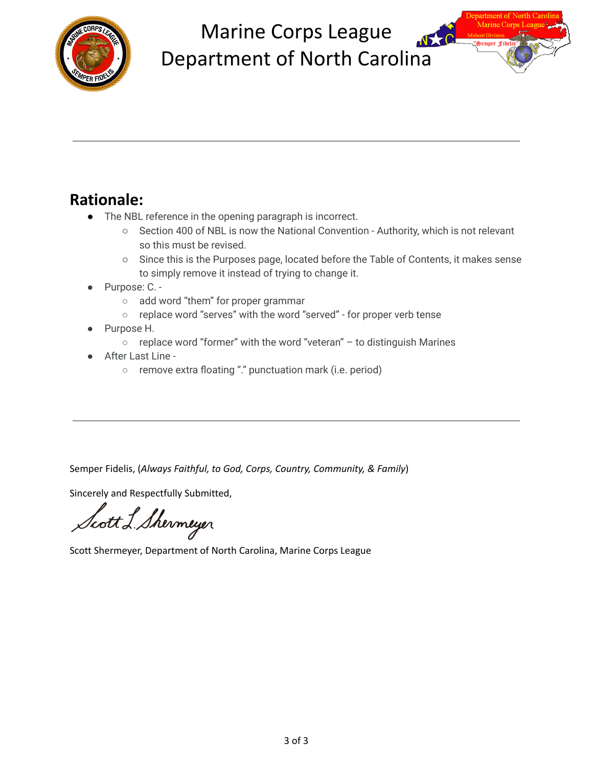Marine Corps League
Department of North Carolina

---

## Rationale:

- The NBL reference in the opening paragraph is incorrect.
    - Section 400 of NBL is now the National Convention - Authority, which is not relevant so this must be revised.
    - Since this is the Purposes page, located before the Table of Contents, it makes sense to simply remove it instead of trying to change it.
- Purpose: C. -
    - add word “them” for proper grammar
    - replace word “serves” with the word “served” - for proper verb tense
- Purpose H.
    - replace word “former” with the word “veteran” – to distinguish Marines
- After Last Line -
    - remove extra floating “.” punctuation mark (i.e. period)

---

Semper Fidelis, (*Always Faithful, to God, Corps, Country, Community, & Family*)

Sincerely and Respectfully Submitted,

Scott L. Shermeyer

Scott Shermeyer, Department of North Carolina, Marine Corps League